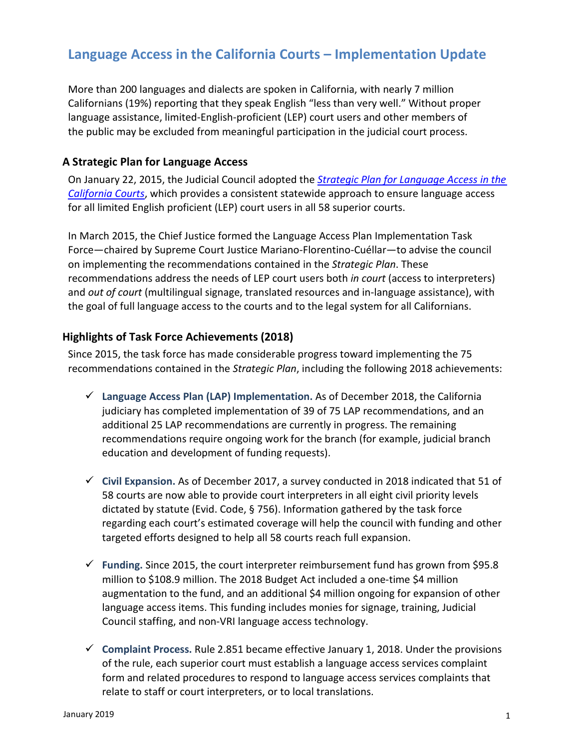# Language Access in the California Courts – Implementation Update

More than 200 languages and dialects are spoken in California, with nearly 7 million Californians (19%) reporting that they speak English "less than very well." Without proper language assistance, limited-English-proficient (LEP) court users and other members of the public may be excluded from meaningful participation in the judicial court process.

## A Strategic Plan for Language Access

On January 22, 2015, the Judicial Council adopted the [*Strategic Plan for Language Access in the California Courts*](), which provides a consistent statewide approach to ensure language access for all limited English proficient (LEP) court users in all 58 superior courts.

In March 2015, the Chief Justice formed the Language Access Plan Implementation Task Force—chaired by Supreme Court Justice Mariano-Florentino-Cuéllar—to advise the council on implementing the recommendations contained in the *Strategic Plan*. These recommendations address the needs of LEP court users both *in court* (access to interpreters) and *out of court* (multilingual signage, translated resources and in-language assistance), with the goal of full language access to the courts and to the legal system for all Californians.

## Highlights of Task Force Achievements (2018)

Since 2015, the task force has made considerable progress toward implementing the 75 recommendations contained in the *Strategic Plan*, including the following 2018 achievements:

- ✓ **Language Access Plan (LAP) Implementation.** As of December 2018, the California judiciary has completed implementation of 39 of 75 LAP recommendations, and an additional 25 LAP recommendations are currently in progress. The remaining recommendations require ongoing work for the branch (for example, judicial branch education and development of funding requests).

- ✓ **Civil Expansion.** As of December 2017, a survey conducted in 2018 indicated that 51 of 58 courts are now able to provide court interpreters in all eight civil priority levels dictated by statute (Evid. Code, § 756). Information gathered by the task force regarding each court's estimated coverage will help the council with funding and other targeted efforts designed to help all 58 courts reach full expansion.

- ✓ **Funding.** Since 2015, the court interpreter reimbursement fund has grown from $95.8 million to $108.9 million. The 2018 Budget Act included a one-time $4 million augmentation to the fund, and an additional $4 million ongoing for expansion of other language access items. This funding includes monies for signage, training, Judicial Council staffing, and non-VRI language access technology.

- ✓ **Complaint Process.** Rule 2.851 became effective January 1, 2018. Under the provisions of the rule, each superior court must establish a language access services complaint form and related procedures to respond to language access services complaints that relate to staff or court interpreters, or to local translations.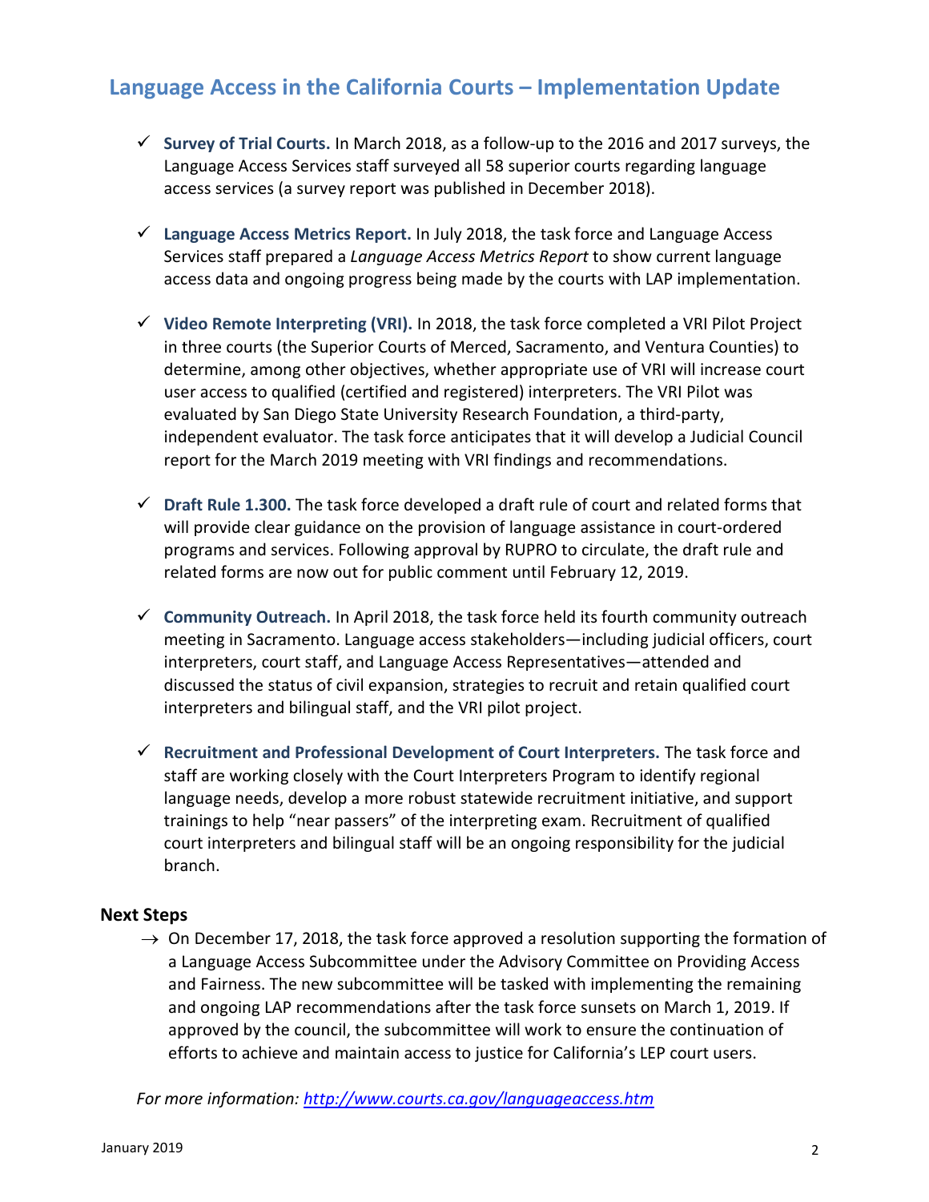## Language Access in the California Courts – Implementation Update

- ✓ **Survey of Trial Courts.** In March 2018, as a follow-up to the 2016 and 2017 surveys, the Language Access Services staff surveyed all 58 superior courts regarding language access services (a survey report was published in December 2018).

- ✓ **Language Access Metrics Report.** In July 2018, the task force and Language Access Services staff prepared a *Language Access Metrics Report* to show current language access data and ongoing progress being made by the courts with LAP implementation.

- ✓ **Video Remote Interpreting (VRI).** In 2018, the task force completed a VRI Pilot Project in three courts (the Superior Courts of Merced, Sacramento, and Ventura Counties) to determine, among other objectives, whether appropriate use of VRI will increase court user access to qualified (certified and registered) interpreters. The VRI Pilot was evaluated by San Diego State University Research Foundation, a third-party, independent evaluator. The task force anticipates that it will develop a Judicial Council report for the March 2019 meeting with VRI findings and recommendations.

- ✓ **Draft Rule 1.300.** The task force developed a draft rule of court and related forms that will provide clear guidance on the provision of language assistance in court-ordered programs and services. Following approval by RUPRO to circulate, the draft rule and related forms are now out for public comment until February 12, 2019.

- ✓ **Community Outreach.** In April 2018, the task force held its fourth community outreach meeting in Sacramento. Language access stakeholders—including judicial officers, court interpreters, court staff, and Language Access Representatives—attended and discussed the status of civil expansion, strategies to recruit and retain qualified court interpreters and bilingual staff, and the VRI pilot project.

- ✓ **Recruitment and Professional Development of Court Interpreters.** The task force and staff are working closely with the Court Interpreters Program to identify regional language needs, develop a more robust statewide recruitment initiative, and support trainings to help "near passers" of the interpreting exam. Recruitment of qualified court interpreters and bilingual staff will be an ongoing responsibility for the judicial branch.

### Next Steps

- → On December 17, 2018, the task force approved a resolution supporting the formation of a Language Access Subcommittee under the Advisory Committee on Providing Access and Fairness. The new subcommittee will be tasked with implementing the remaining and ongoing LAP recommendations after the task force sunsets on March 1, 2019. If approved by the council, the subcommittee will work to ensure the continuation of efforts to achieve and maintain access to justice for California's LEP court users.

*For more information: [http://www.courts.ca.gov/languageaccess.htm](http://www.courts.ca.gov/languageaccess.htm)*

January 2019